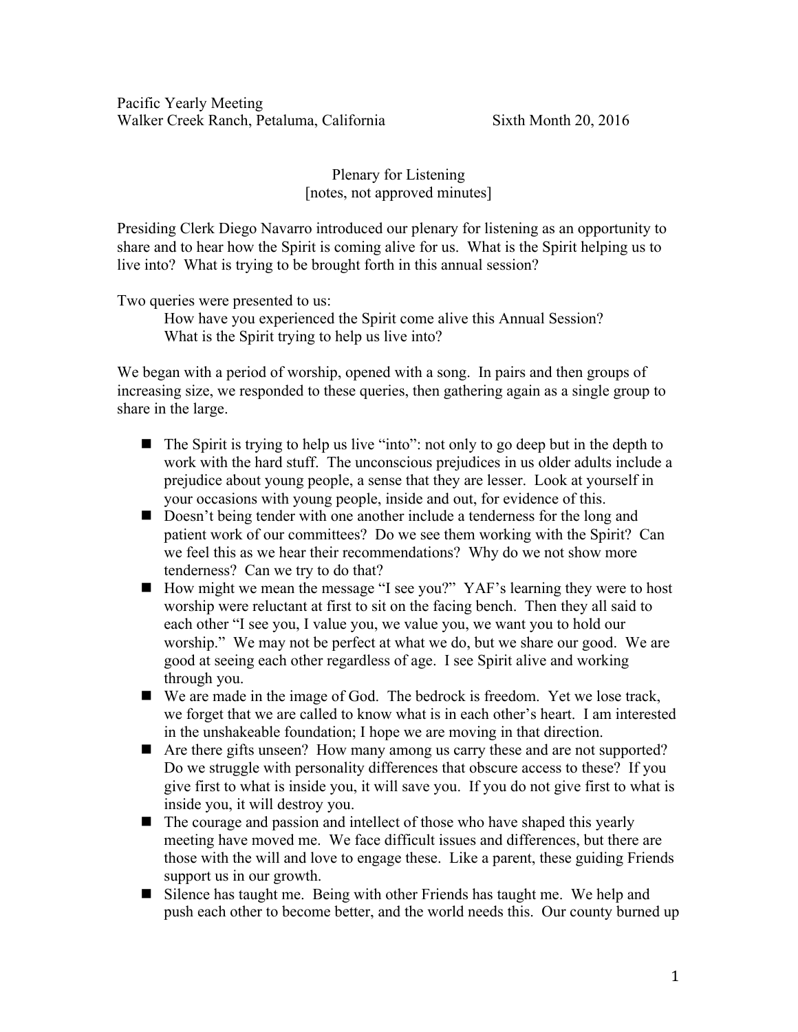Pacific Yearly Meeting
Walker Creek Ranch, Petaluma, California Sixth Month 20, 2016

Plenary for Listening
[notes, not approved minutes]

Presiding Clerk Diego Navarro introduced our plenary for listening as an opportunity to share and to hear how the Spirit is coming alive for us. What is the Spirit helping us to live into? What is trying to be brought forth in this annual session?

Two queries were presented to us:

> How have you experienced the Spirit come alive this Annual Session?
> What is the Spirit trying to help us live into?

We began with a period of worship, opened with a song. In pairs and then groups of increasing size, we responded to these queries, then gathering again as a single group to share in the large.

- The Spirit is trying to help us live "into": not only to go deep but in the depth to work with the hard stuff. The unconscious prejudices in us older adults include a prejudice about young people, a sense that they are lesser. Look at yourself in your occasions with young people, inside and out, for evidence of this.
- Doesn't being tender with one another include a tenderness for the long and patient work of our committees? Do we see them working with the Spirit? Can we feel this as we hear their recommendations? Why do we not show more tenderness? Can we try to do that?
- How might we mean the message "I see you?" YAF's learning they were to host worship were reluctant at first to sit on the facing bench. Then they all said to each other "I see you, I value you, we value you, we want you to hold our worship." We may not be perfect at what we do, but we share our good. We are good at seeing each other regardless of age. I see Spirit alive and working through you.
- We are made in the image of God. The bedrock is freedom. Yet we lose track, we forget that we are called to know what is in each other's heart. I am interested in the unshakeable foundation; I hope we are moving in that direction.
- Are there gifts unseen? How many among us carry these and are not supported? Do we struggle with personality differences that obscure access to these? If you give first to what is inside you, it will save you. If you do not give first to what is inside you, it will destroy you.
- The courage and passion and intellect of those who have shaped this yearly meeting have moved me. We face difficult issues and differences, but there are those with the will and love to engage these. Like a parent, these guiding Friends support us in our growth.
- Silence has taught me. Being with other Friends has taught me. We help and push each other to become better, and the world needs this. Our county burned up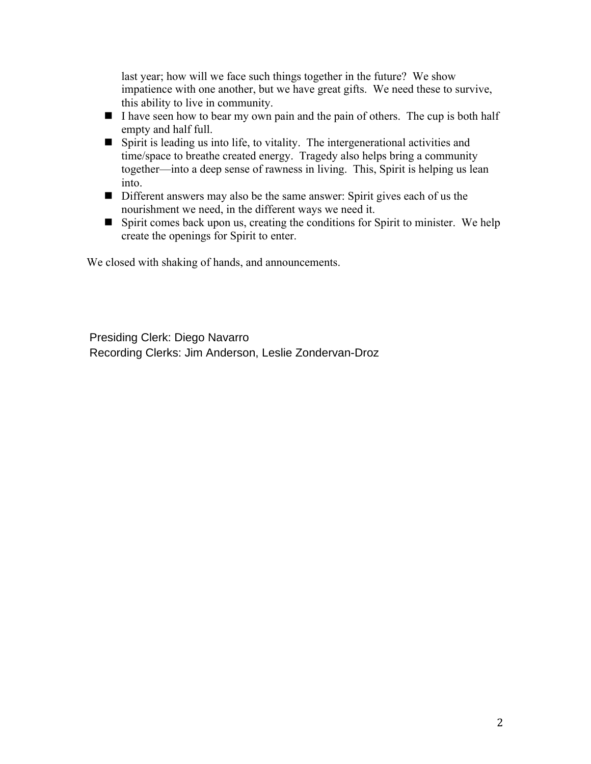last year; how will we face such things together in the future? We show impatience with one another, but we have great gifts. We need these to survive, this ability to live in community.

- I have seen how to bear my own pain and the pain of others. The cup is both half empty and half full.
- Spirit is leading us into life, to vitality. The intergenerational activities and time/space to breathe created energy. Tragedy also helps bring a community together—into a deep sense of rawness in living. This, Spirit is helping us lean into.
- Different answers may also be the same answer: Spirit gives each of us the nourishment we need, in the different ways we need it.
- Spirit comes back upon us, creating the conditions for Spirit to minister. We help create the openings for Spirit to enter.

We closed with shaking of hands, and announcements.

Presiding Clerk: Diego Navarro
Recording Clerks: Jim Anderson, Leslie Zondervan-Droz